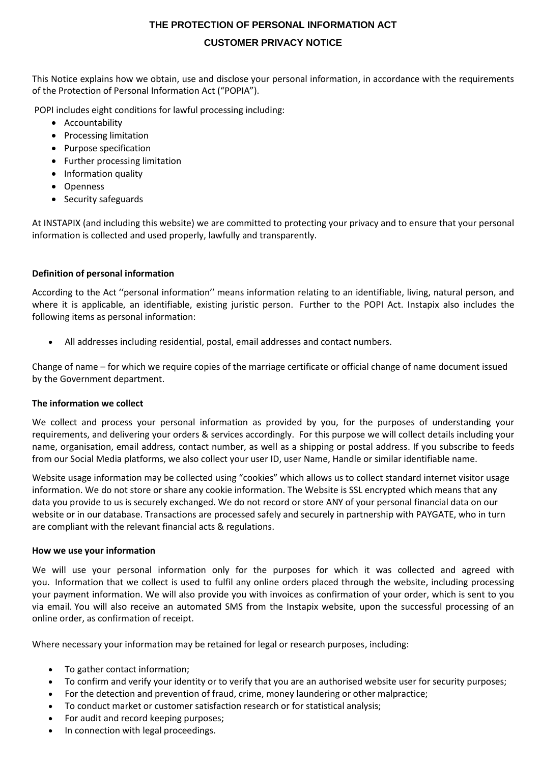# THE PROTECTION OF PERSONAL INFORMATION ACT

## CUSTOMER PRIVACY NOTICE

This Notice explains how we obtain, use and disclose your personal information, in accordance with the requirements of the Protection of Personal Information Act ("POPIA").

POPI includes eight conditions for lawful processing including:

- Accountability
- Processing limitation
- Purpose specification
- Further processing limitation
- Information quality
- Openness
- Security safeguards

At INSTAPIX (and including this website) we are committed to protecting your privacy and to ensure that your personal information is collected and used properly, lawfully and transparently.

**Definition of personal information**

According to the Act ''personal information'' means information relating to an identifiable, living, natural person, and where it is applicable, an identifiable, existing juristic person. Further to the POPI Act. Instapix also includes the following items as personal information:

- All addresses including residential, postal, email addresses and contact numbers.

Change of name – for which we require copies of the marriage certificate or official change of name document issued by the Government department.

**The information we collect**

We collect and process your personal information as provided by you, for the purposes of understanding your requirements, and delivering your orders & services accordingly. For this purpose we will collect details including your name, organisation, email address, contact number, as well as a shipping or postal address. If you subscribe to feeds from our Social Media platforms, we also collect your user ID, user Name, Handle or similar identifiable name.

Website usage information may be collected using "cookies" which allows us to collect standard internet visitor usage information. We do not store or share any cookie information. The Website is SSL encrypted which means that any data you provide to us is securely exchanged. We do not record or store ANY of your personal financial data on our website or in our database. Transactions are processed safely and securely in partnership with PAYGATE, who in turn are compliant with the relevant financial acts & regulations.

**How we use your information**

We will use your personal information only for the purposes for which it was collected and agreed with you. Information that we collect is used to fulfil any online orders placed through the website, including processing your payment information. We will also provide you with invoices as confirmation of your order, which is sent to you via email. You will also receive an automated SMS from the Instapix website, upon the successful processing of an online order, as confirmation of receipt.

Where necessary your information may be retained for legal or research purposes, including:

- To gather contact information;
- To confirm and verify your identity or to verify that you are an authorised website user for security purposes;
- For the detection and prevention of fraud, crime, money laundering or other malpractice;
- To conduct market or customer satisfaction research or for statistical analysis;
- For audit and record keeping purposes;
- In connection with legal proceedings.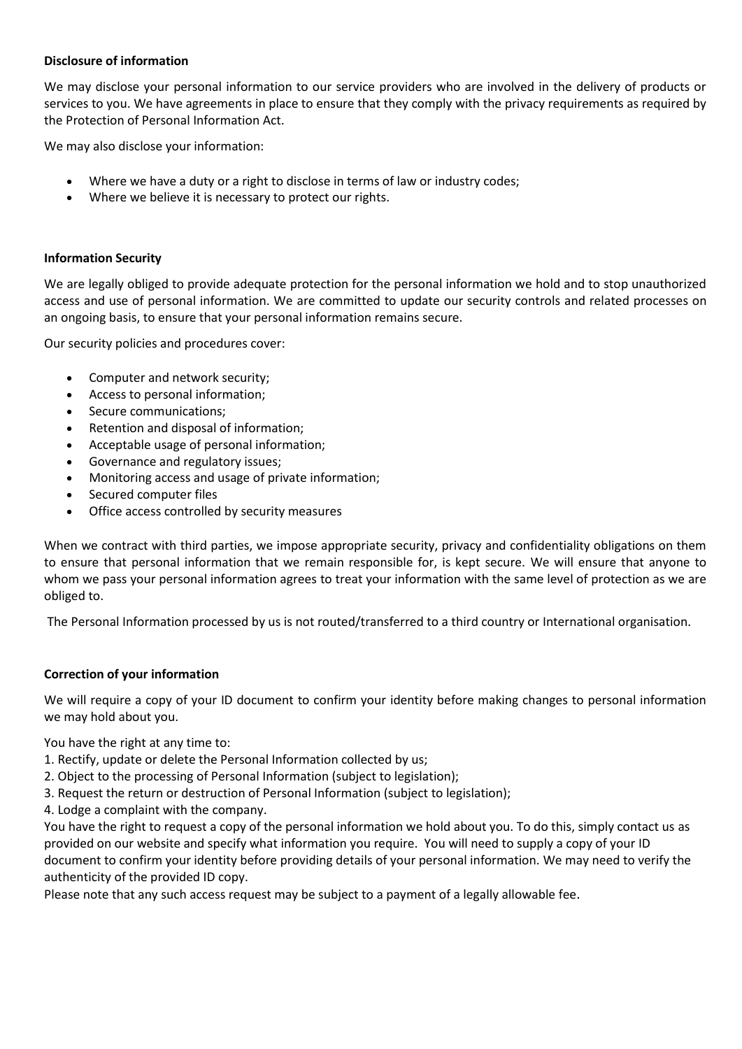**Disclosure of information**

We may disclose your personal information to our service providers who are involved in the delivery of products or services to you. We have agreements in place to ensure that they comply with the privacy requirements as required by the Protection of Personal Information Act.

We may also disclose your information:

- Where we have a duty or a right to disclose in terms of law or industry codes;
- Where we believe it is necessary to protect our rights.

**Information Security**

We are legally obliged to provide adequate protection for the personal information we hold and to stop unauthorized access and use of personal information. We are committed to update our security controls and related processes on an ongoing basis, to ensure that your personal information remains secure.

Our security policies and procedures cover:

- Computer and network security;
- Access to personal information;
- Secure communications;
- Retention and disposal of information;
- Acceptable usage of personal information;
- Governance and regulatory issues;
- Monitoring access and usage of private information;
- Secured computer files
- Office access controlled by security measures

When we contract with third parties, we impose appropriate security, privacy and confidentiality obligations on them to ensure that personal information that we remain responsible for, is kept secure. We will ensure that anyone to whom we pass your personal information agrees to treat your information with the same level of protection as we are obliged to.

The Personal Information processed by us is not routed/transferred to a third country or International organisation.

**Correction of your information**

We will require a copy of your ID document to confirm your identity before making changes to personal information we may hold about you.

You have the right at any time to:

1. Rectify, update or delete the Personal Information collected by us;
2. Object to the processing of Personal Information (subject to legislation);
3. Request the return or destruction of Personal Information (subject to legislation);
4. Lodge a complaint with the company.

You have the right to request a copy of the personal information we hold about you. To do this, simply contact us as provided on our website and specify what information you require. You will need to supply a copy of your ID document to confirm your identity before providing details of your personal information. We may need to verify the authenticity of the provided ID copy.

Please note that any such access request may be subject to a payment of a legally allowable fee.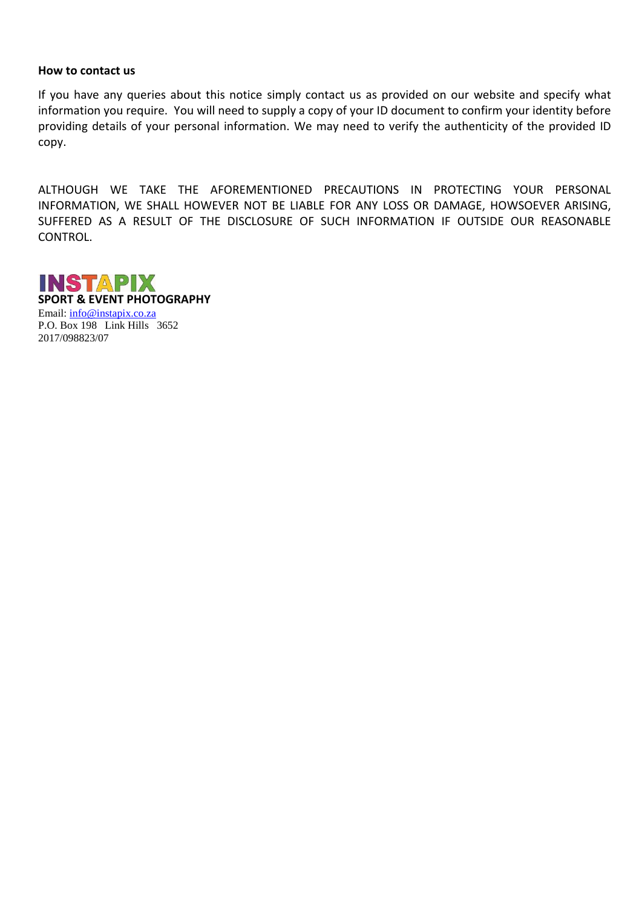**How to contact us**

If you have any queries about this notice simply contact us as provided on our website and specify what information you require. You will need to supply a copy of your ID document to confirm your identity before providing details of your personal information. We may need to verify the authenticity of the provided ID copy.

ALTHOUGH WE TAKE THE AFOREMENTIONED PRECAUTIONS IN PROTECTING YOUR PERSONAL INFORMATION, WE SHALL HOWEVER NOT BE LIABLE FOR ANY LOSS OR DAMAGE, HOWSOEVER ARISING, SUFFERED AS A RESULT OF THE DISCLOSURE OF SUCH INFORMATION IF OUTSIDE OUR REASONABLE CONTROL.

INSTAPIX
**SPORT & EVENT PHOTOGRAPHY**
Email: info@instapix.co.za
P.O. Box 198 Link Hills 3652
2017/098823/07